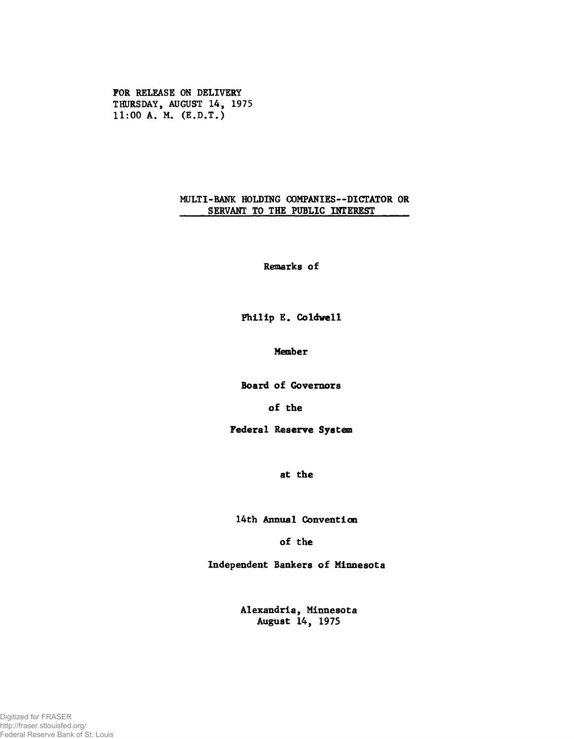FOR RELEASE ON DELIVERY
THURSDAY, AUGUST 14, 1975
11:00 A. M. (E.D.T.)

# MULTI-BANK HOLDING COMPANIES--DICTATOR OR SERVANT TO THE PUBLIC INTEREST

Remarks of

Philip E. Coldwell

Member

Board of Governors

of the

Federal Reserve System

at the

14th Annual Convention

of the

Independent Bankers of Minnesota

Alexandria, Minnesota
August 14, 1975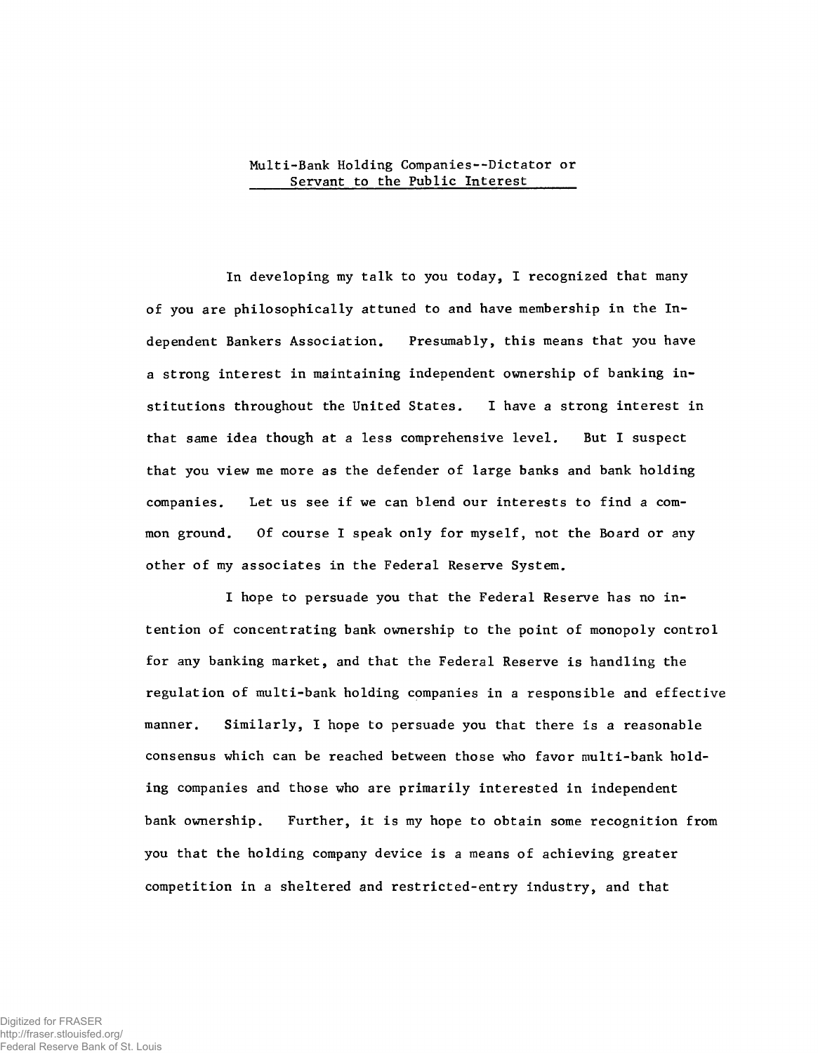# Multi-Bank Holding Companies--Dictator or Servant to the Public Interest

In developing my talk to you today, I recognized that many of you are philosophically attuned to and have membership in the Independent Bankers Association. Presumably, this means that you have a strong interest in maintaining independent ownership of banking institutions throughout the United States. I have a strong interest in that same idea though at a less comprehensive level. But I suspect that you view me more as the defender of large banks and bank holding companies. Let us see if we can blend our interests to find a common ground. Of course I speak only for myself, not the Board or any other of my associates in the Federal Reserve System.

I hope to persuade you that the Federal Reserve has no intention of concentrating bank ownership to the point of monopoly control for any banking market, and that the Federal Reserve is handling the regulation of multi-bank holding companies in a responsible and effective manner. Similarly, I hope to persuade you that there is a reasonable consensus which can be reached between those who favor multi-bank holding companies and those who are primarily interested in independent bank ownership. Further, it is my hope to obtain some recognition from you that the holding company device is a means of achieving greater competition in a sheltered and restricted-entry industry, and that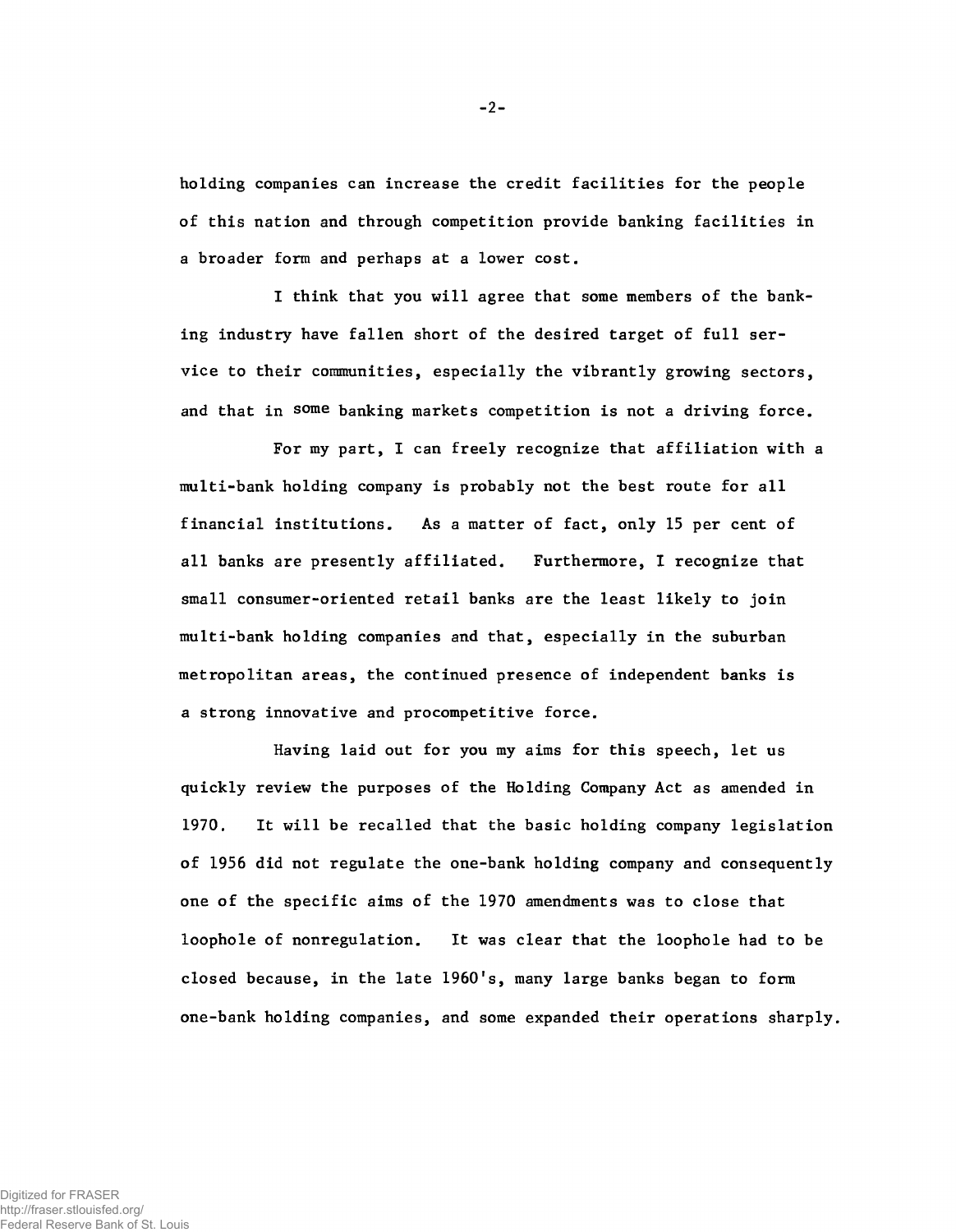holding companies can increase the credit facilities for the people of this nation and through competition provide banking facilities in a broader form and perhaps at a lower cost.

I think that you will agree that some members of the banking industry have fallen short of the desired target of full service to their communities, especially the vibrantly growing sectors, and that in some banking markets competition is not a driving force.

For my part, I can freely recognize that affiliation with a multi-bank holding company is probably not the best route for all financial institutions. As a matter of fact, only 15 per cent of all banks are presently affiliated. Furthermore, I recognize that small consumer-oriented retail banks are the least likely to join multi-bank holding companies and that, especially in the suburban metropolitan areas, the continued presence of independent banks is a strong innovative and procompetitive force.

Having laid out for you my aims for this speech, let us quickly review the purposes of the Holding Company Act as amended in 1970. It will be recalled that the basic holding company legislation of 1956 did not regulate the one-bank holding company and consequently one of the specific aims of the 1970 amendments was to close that loophole of nonregulation. It was clear that the loophole had to be closed because, in the late 1960's, many large banks began to form one-bank holding companies, and some expanded their operations sharply.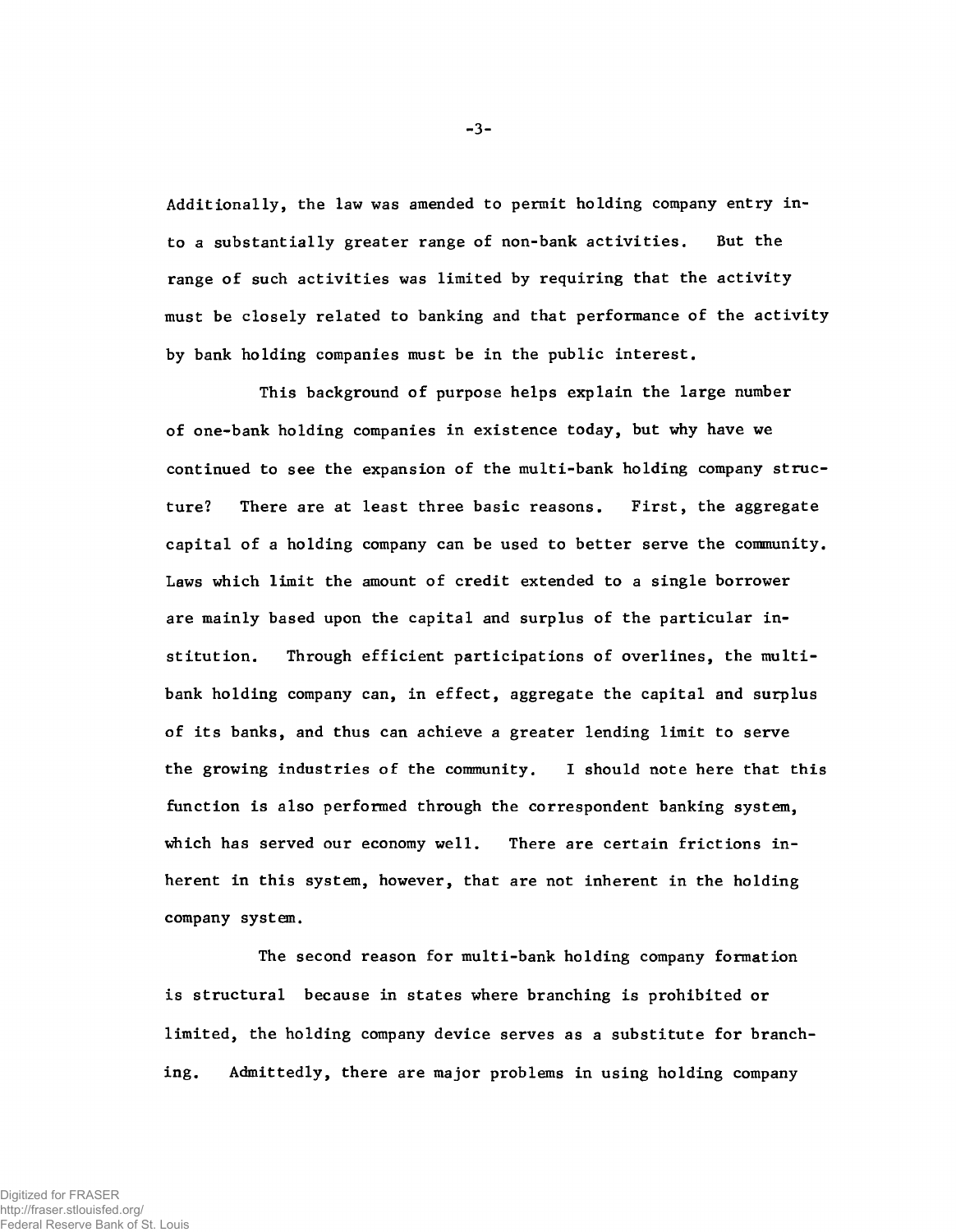Additionally, the law was amended to permit holding company entry into a substantially greater range of non-bank activities. But the range of such activities was limited by requiring that the activity must be closely related to banking and that performance of the activity by bank holding companies must be in the public interest.

This background of purpose helps explain the large number of one-bank holding companies in existence today, but why have we continued to see the expansion of the multi-bank holding company structure? There are at least three basic reasons. First, the aggregate capital of a holding company can be used to better serve the community. Laws which limit the amount of credit extended to a single borrower are mainly based upon the capital and surplus of the particular institution. Through efficient participations of overlines, the multi-bank holding company can, in effect, aggregate the capital and surplus of its banks, and thus can achieve a greater lending limit to serve the growing industries of the community. I should note here that this function is also performed through the correspondent banking system, which has served our economy well. There are certain frictions inherent in this system, however, that are not inherent in the holding company system.

The second reason for multi-bank holding company formation is structural because in states where branching is prohibited or limited, the holding company device serves as a substitute for branching. Admittedly, there are major problems in using holding company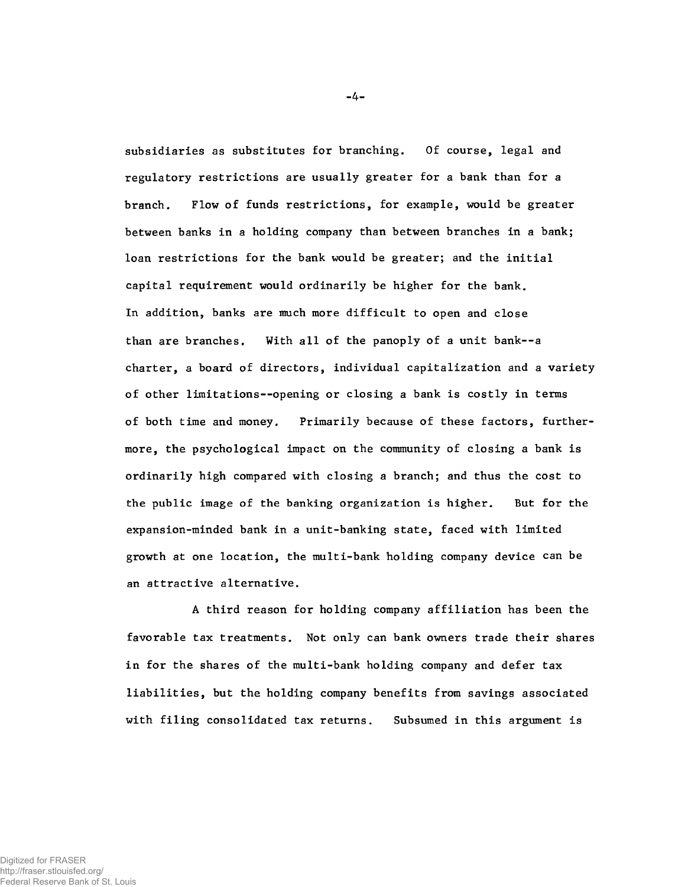subsidiaries as substitutes for branching. Of course, legal and regulatory restrictions are usually greater for a bank than for a branch. Flow of funds restrictions, for example, would be greater between banks in a holding company than between branches in a bank; loan restrictions for the bank would be greater; and the initial capital requirement would ordinarily be higher for the bank. In addition, banks are much more difficult to open and close than are branches. With all of the panoply of a unit bank--a charter, a board of directors, individual capitalization and a variety of other limitations--opening or closing a bank is costly in terms of both time and money. Primarily because of these factors, furthermore, the psychological impact on the community of closing a bank is ordinarily high compared with closing a branch; and thus the cost to the public image of the banking organization is higher. But for the expansion-minded bank in a unit-banking state, faced with limited growth at one location, the multi-bank holding company device can be an attractive alternative.

A third reason for holding company affiliation has been the favorable tax treatments. Not only can bank owners trade their shares in for the shares of the multi-bank holding company and defer tax liabilities, but the holding company benefits from savings associated with filing consolidated tax returns. Subsumed in this argument is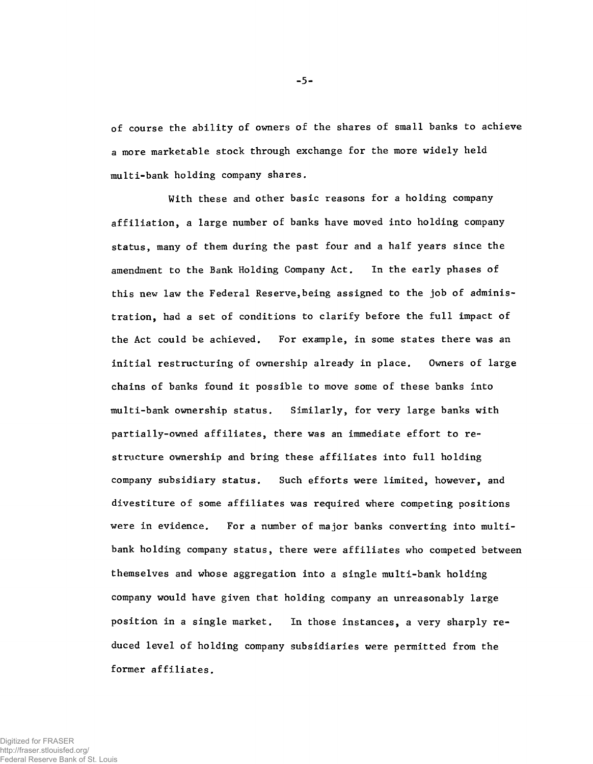of course the ability of owners of the shares of small banks to achieve a more marketable stock through exchange for the more widely held multi-bank holding company shares.

With these and other basic reasons for a holding company affiliation, a large number of banks have moved into holding company status, many of them during the past four and a half years since the amendment to the Bank Holding Company Act. In the early phases of this new law the Federal Reserve,being assigned to the job of administration, had a set of conditions to clarify before the full impact of the Act could be achieved. For example, in some states there was an initial restructuring of ownership already in place. Owners of large chains of banks found it possible to move some of these banks into multi-bank ownership status. Similarly, for very large banks with partially-owned affiliates, there was an immediate effort to restructure ownership and bring these affiliates into full holding company subsidiary status. Such efforts were limited, however, and divestiture of some affiliates was required where competing positions were in evidence. For a number of major banks converting into multi-bank holding company status, there were affiliates who competed between themselves and whose aggregation into a single multi-bank holding company would have given that holding company an unreasonably large position in a single market. In those instances, a very sharply reduced level of holding company subsidiaries were permitted from the former affiliates.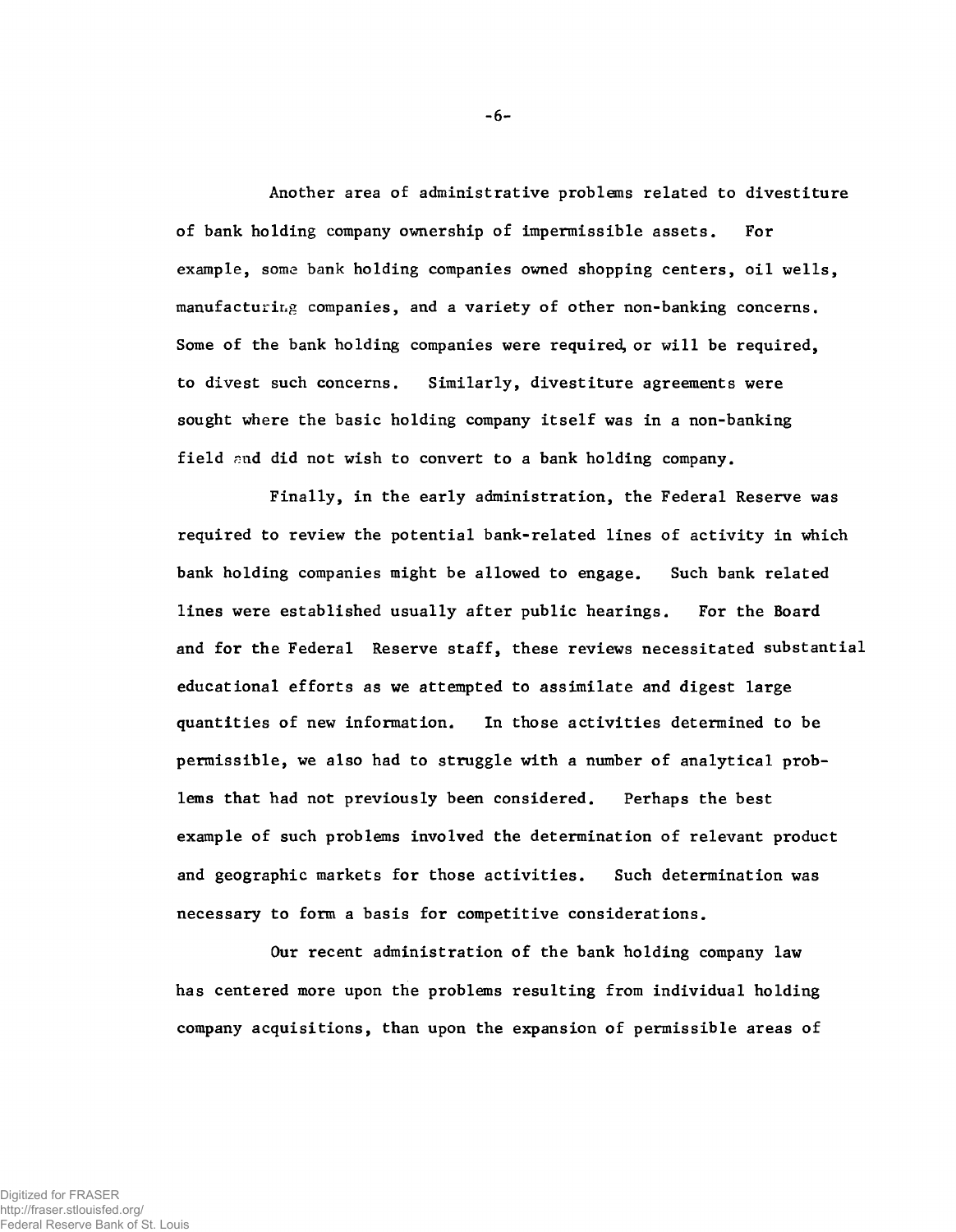Another area of administrative problems related to divestiture of bank holding company ownership of impermissible assets. For example, some bank holding companies owned shopping centers, oil wells, manufacturing companies, and a variety of other non-banking concerns. Some of the bank holding companies were required, or will be required, to divest such concerns. Similarly, divestiture agreements were sought where the basic holding company itself was in a non-banking field and did not wish to convert to a bank holding company.

Finally, in the early administration, the Federal Reserve was required to review the potential bank-related lines of activity in which bank holding companies might be allowed to engage. Such bank related lines were established usually after public hearings. For the Board and for the Federal Reserve staff, these reviews necessitated substantial educational efforts as we attempted to assimilate and digest large quantities of new information. In those activities determined to be permissible, we also had to struggle with a number of analytical problems that had not previously been considered. Perhaps the best example of such problems involved the determination of relevant product and geographic markets for those activities. Such determination was necessary to form a basis for competitive considerations.

Our recent administration of the bank holding company law has centered more upon the problems resulting from individual holding company acquisitions, than upon the expansion of permissible areas of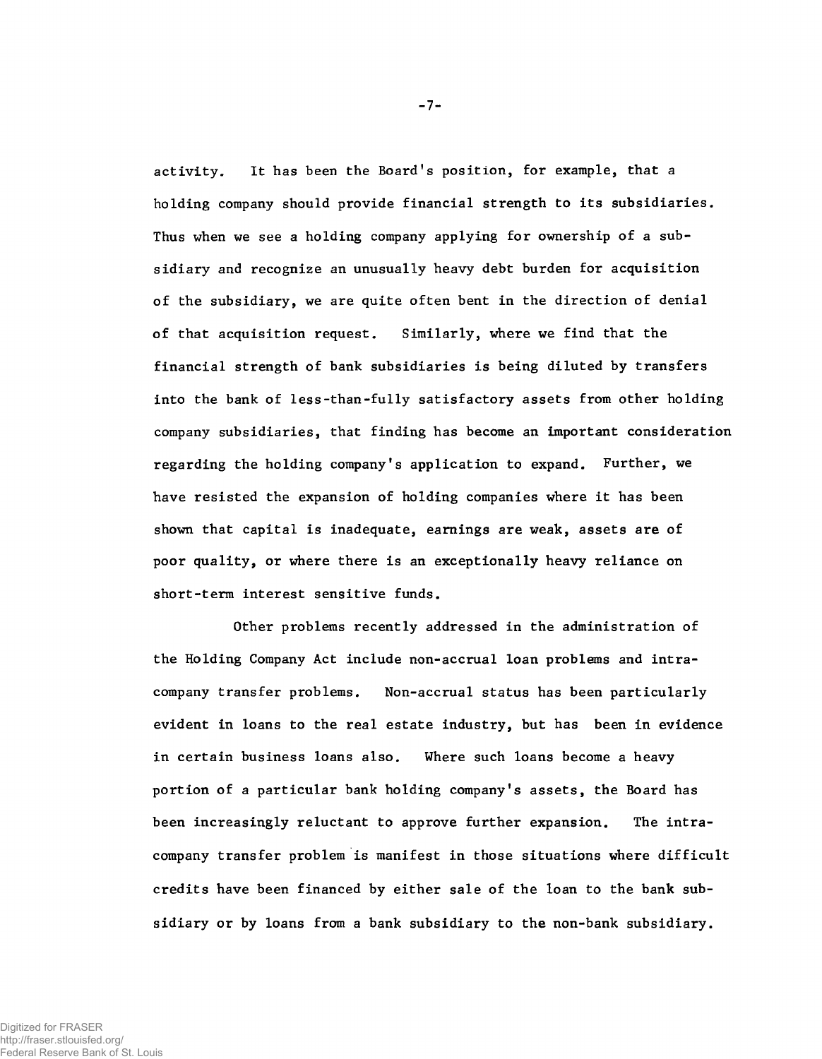activity. It has been the Board's position, for example, that a holding company should provide financial strength to its subsidiaries. Thus when we see a holding company applying for ownership of a subsidiary and recognize an unusually heavy debt burden for acquisition of the subsidiary, we are quite often bent in the direction of denial of that acquisition request. Similarly, where we find that the financial strength of bank subsidiaries is being diluted by transfers into the bank of less-than-fully satisfactory assets from other holding company subsidiaries, that finding has become an important consideration regarding the holding company's application to expand. Further, we have resisted the expansion of holding companies where it has been shown that capital is inadequate, earnings are weak, assets are of poor quality, or where there is an exceptionally heavy reliance on short-term interest sensitive funds.

Other problems recently addressed in the administration of the Holding Company Act include non-accrual loan problems and intra-company transfer problems. Non-accrual status has been particularly evident in loans to the real estate industry, but has been in evidence in certain business loans also. Where such loans become a heavy portion of a particular bank holding company's assets, the Board has been increasingly reluctant to approve further expansion. The intra-company transfer problem is manifest in those situations where difficult credits have been financed by either sale of the loan to the bank subsidiary or by loans from a bank subsidiary to the non-bank subsidiary.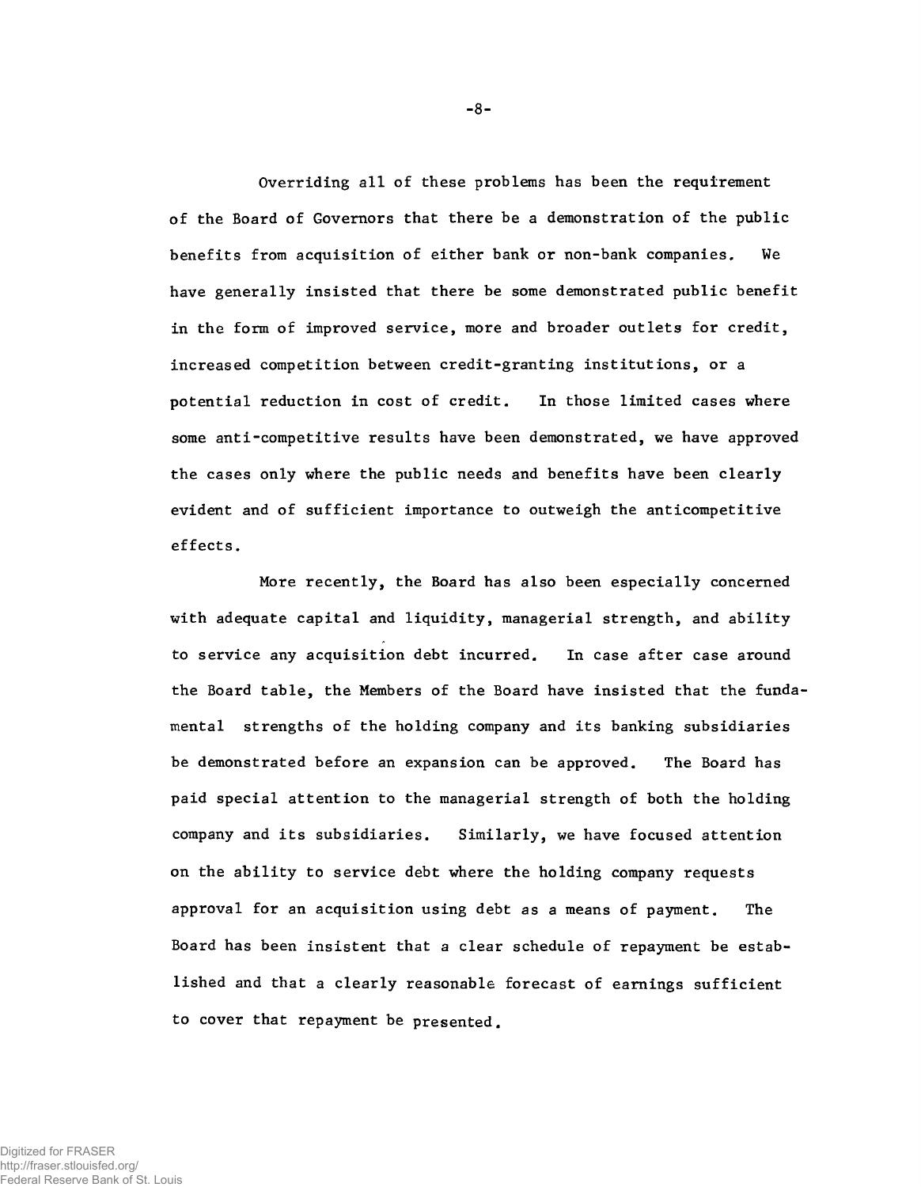Overriding all of these problems has been the requirement of the Board of Governors that there be a demonstration of the public benefits from acquisition of either bank or non-bank companies. We have generally insisted that there be some demonstrated public benefit in the form of improved service, more and broader outlets for credit, increased competition between credit-granting institutions, or a potential reduction in cost of credit. In those limited cases where some anti-competitive results have been demonstrated, we have approved the cases only where the public needs and benefits have been clearly evident and of sufficient importance to outweigh the anticompetitive effects.

More recently, the Board has also been especially concerned with adequate capital and liquidity, managerial strength, and ability to service any acquisition debt incurred. In case after case around the Board table, the Members of the Board have insisted that the fundamental strengths of the holding company and its banking subsidiaries be demonstrated before an expansion can be approved. The Board has paid special attention to the managerial strength of both the holding company and its subsidiaries. Similarly, we have focused attention on the ability to service debt where the holding company requests approval for an acquisition using debt as a means of payment. The Board has been insistent that a clear schedule of repayment be established and that a clearly reasonable forecast of earnings sufficient to cover that repayment be presented.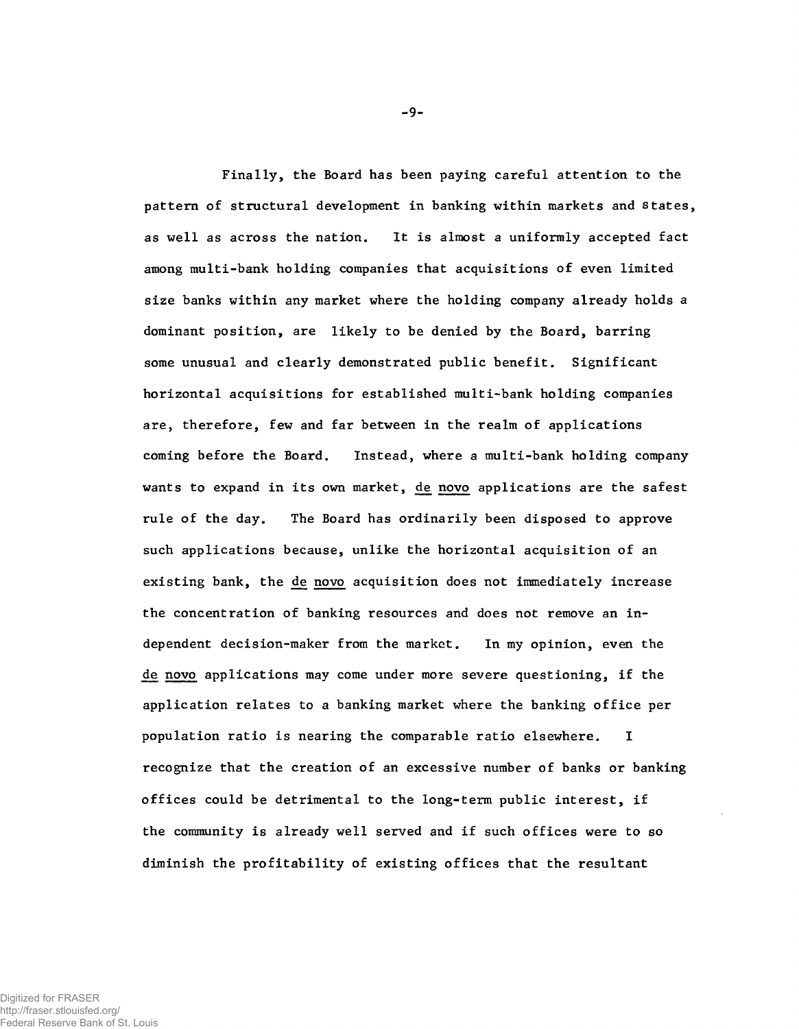Finally, the Board has been paying careful attention to the pattern of structural development in banking within markets and states, as well as across the nation. It is almost a uniformly accepted fact among multi-bank holding companies that acquisitions of even limited size banks within any market where the holding company already holds a dominant position, are likely to be denied by the Board, barring some unusual and clearly demonstrated public benefit. Significant horizontal acquisitions for established multi-bank holding companies are, therefore, few and far between in the realm of applications coming before the Board. Instead, where a multi-bank holding company wants to expand in its own market, *de novo* applications are the safest rule of the day. The Board has ordinarily been disposed to approve such applications because, unlike the horizontal acquisition of an existing bank, the *de novo* acquisition does not immediately increase the concentration of banking resources and does not remove an independent decision-maker from the market. In my opinion, even the *de novo* applications may come under more severe questioning, if the application relates to a banking market where the banking office per population ratio is nearing the comparable ratio elsewhere. I recognize that the creation of an excessive number of banks or banking offices could be detrimental to the long-term public interest, if the community is already well served and if such offices were to so diminish the profitability of existing offices that the resultant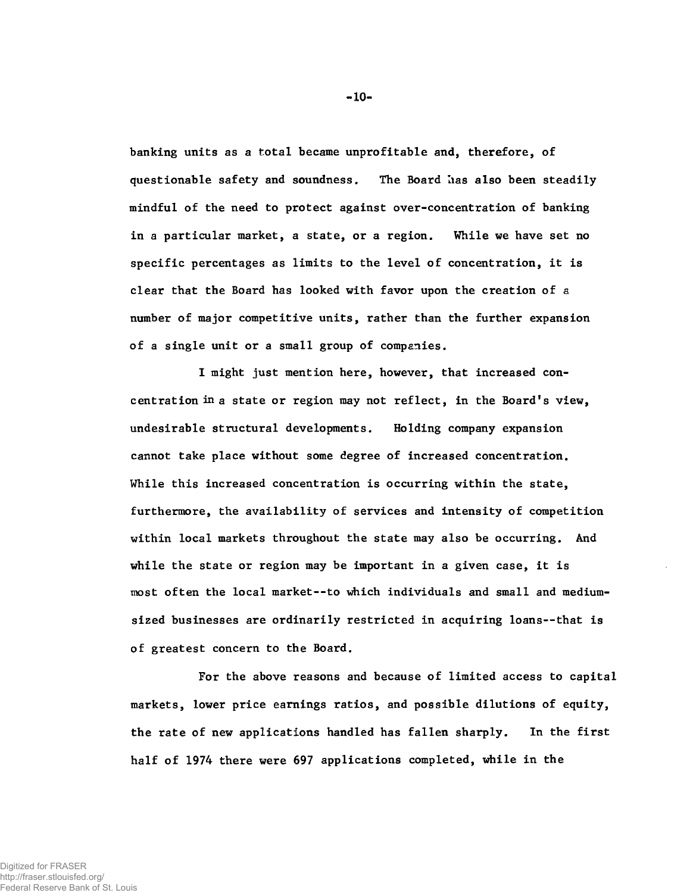banking units as a total became unprofitable and, therefore, of questionable safety and soundness. The Board has also been steadily mindful of the need to protect against over-concentration of banking in a particular market, a state, or a region. While we have set no specific percentages as limits to the level of concentration, it is clear that the Board has looked with favor upon the creation of a number of major competitive units, rather than the further expansion of a single unit or a small group of companies.

I might just mention here, however, that increased concentration in a state or region may not reflect, in the Board's view, undesirable structural developments. Holding company expansion cannot take place without some degree of increased concentration. While this increased concentration is occurring within the state, furthermore, the availability of services and intensity of competition within local markets throughout the state may also be occurring. And while the state or region may be important in a given case, it is most often the local market--to which individuals and small and medium-sized businesses are ordinarily restricted in acquiring loans--that is of greatest concern to the Board.

For the above reasons and because of limited access to capital markets, lower price earnings ratios, and possible dilutions of equity, the rate of new applications handled has fallen sharply. In the first half of 1974 there were 697 applications completed, while in the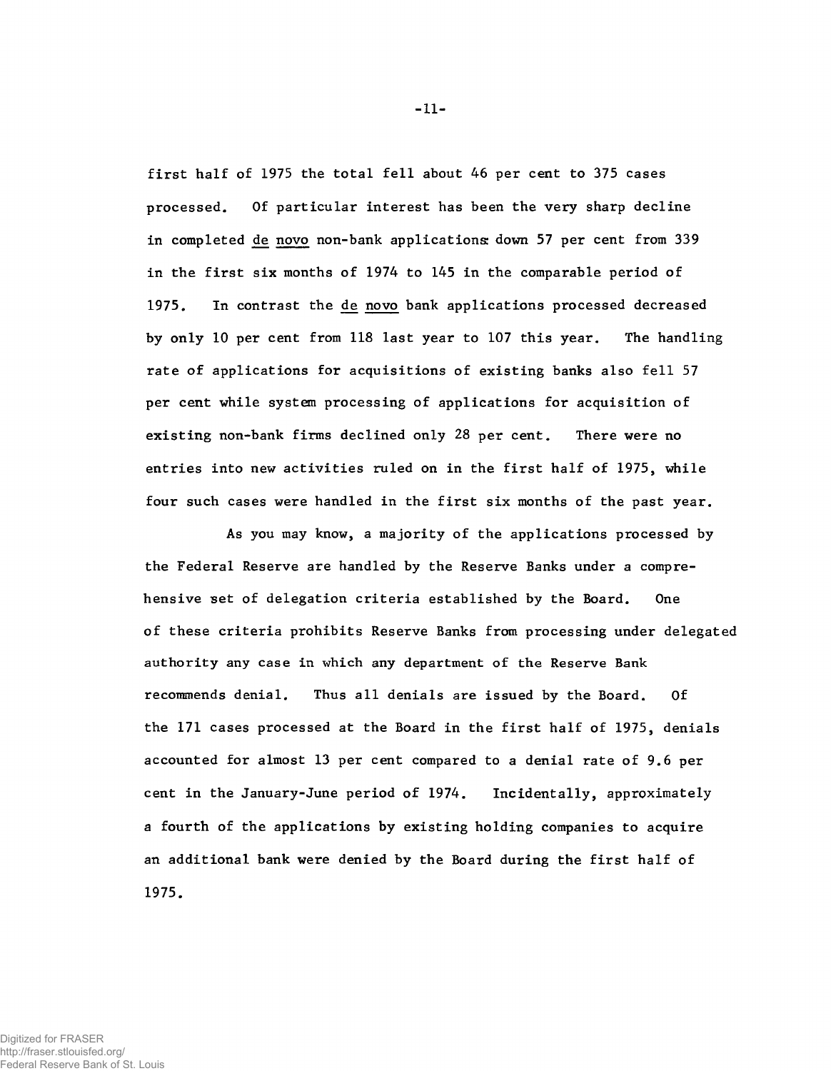first half of 1975 the total fell about 46 per cent to 375 cases processed. Of particular interest has been the very sharp decline in completed *de novo* non-bank applications: down 57 per cent from 339 in the first six months of 1974 to 145 in the comparable period of 1975. In contrast the *de novo* bank applications processed decreased by only 10 per cent from 118 last year to 107 this year. The handling rate of applications for acquisitions of existing banks also fell 57 per cent while system processing of applications for acquisition of existing non-bank firms declined only 28 per cent. There were no entries into new activities ruled on in the first half of 1975, while four such cases were handled in the first six months of the past year.

As you may know, a majority of the applications processed by the Federal Reserve are handled by the Reserve Banks under a comprehensive set of delegation criteria established by the Board. One of these criteria prohibits Reserve Banks from processing under delegated authority any case in which any department of the Reserve Bank recommends denial. Thus all denials are issued by the Board. Of the 171 cases processed at the Board in the first half of 1975, denials accounted for almost 13 per cent compared to a denial rate of 9.6 per cent in the January-June period of 1974. Incidentally, approximately a fourth of the applications by existing holding companies to acquire an additional bank were denied by the Board during the first half of 1975.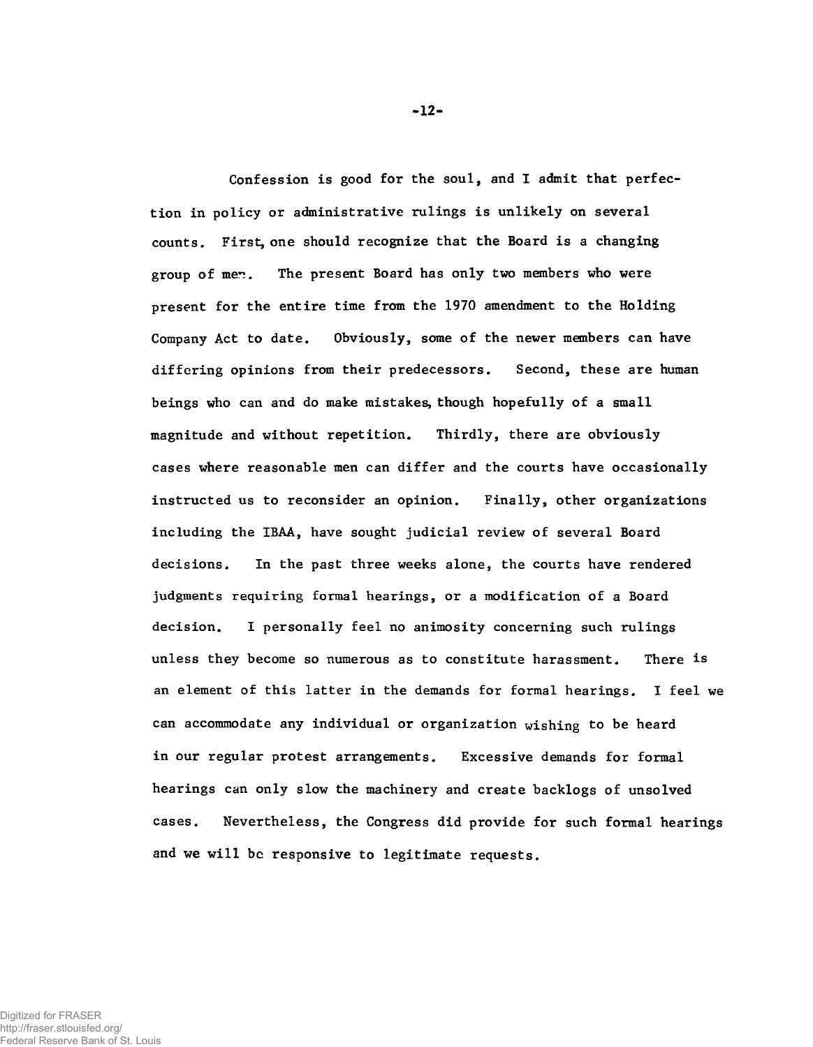Confession is good for the soul, and I admit that perfection in policy or administrative rulings is unlikely on several counts. First, one should recognize that the Board is a changing group of men. The present Board has only two members who were present for the entire time from the 1970 amendment to the Holding Company Act to date. Obviously, some of the newer members can have differing opinions from their predecessors. Second, these are human beings who can and do make mistakes, though hopefully of a small magnitude and without repetition. Thirdly, there are obviously cases where reasonable men can differ and the courts have occasionally instructed us to reconsider an opinion. Finally, other organizations including the IBAA, have sought judicial review of several Board decisions. In the past three weeks alone, the courts have rendered judgments requiring formal hearings, or a modification of a Board decision. I personally feel no animosity concerning such rulings unless they become so numerous as to constitute harassment. There is an element of this latter in the demands for formal hearings. I feel we can accommodate any individual or organization wishing to be heard in our regular protest arrangements. Excessive demands for formal hearings can only slow the machinery and create backlogs of unsolved cases. Nevertheless, the Congress did provide for such formal hearings and we will be responsive to legitimate requests.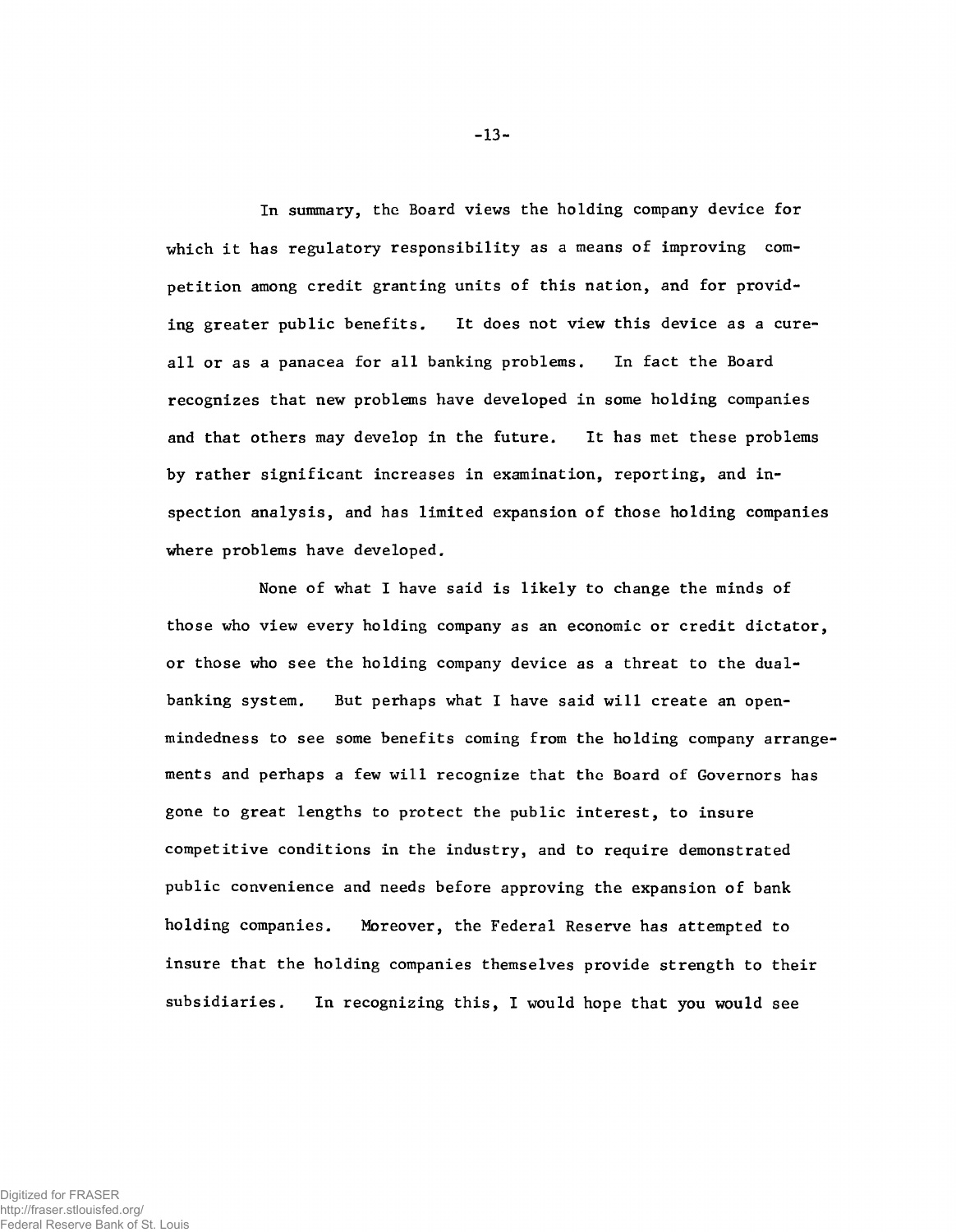In summary, the Board views the holding company device for which it has regulatory responsibility as a means of improving competition among credit granting units of this nation, and for providing greater public benefits. It does not view this device as a cure-all or as a panacea for all banking problems. In fact the Board recognizes that new problems have developed in some holding companies and that others may develop in the future. It has met these problems by rather significant increases in examination, reporting, and inspection analysis, and has limited expansion of those holding companies where problems have developed.

None of what I have said is likely to change the minds of those who view every holding company as an economic or credit dictator, or those who see the holding company device as a threat to the dual-banking system. But perhaps what I have said will create an open-mindedness to see some benefits coming from the holding company arrangements and perhaps a few will recognize that the Board of Governors has gone to great lengths to protect the public interest, to insure competitive conditions in the industry, and to require demonstrated public convenience and needs before approving the expansion of bank holding companies. Moreover, the Federal Reserve has attempted to insure that the holding companies themselves provide strength to their subsidiaries. In recognizing this, I would hope that you would see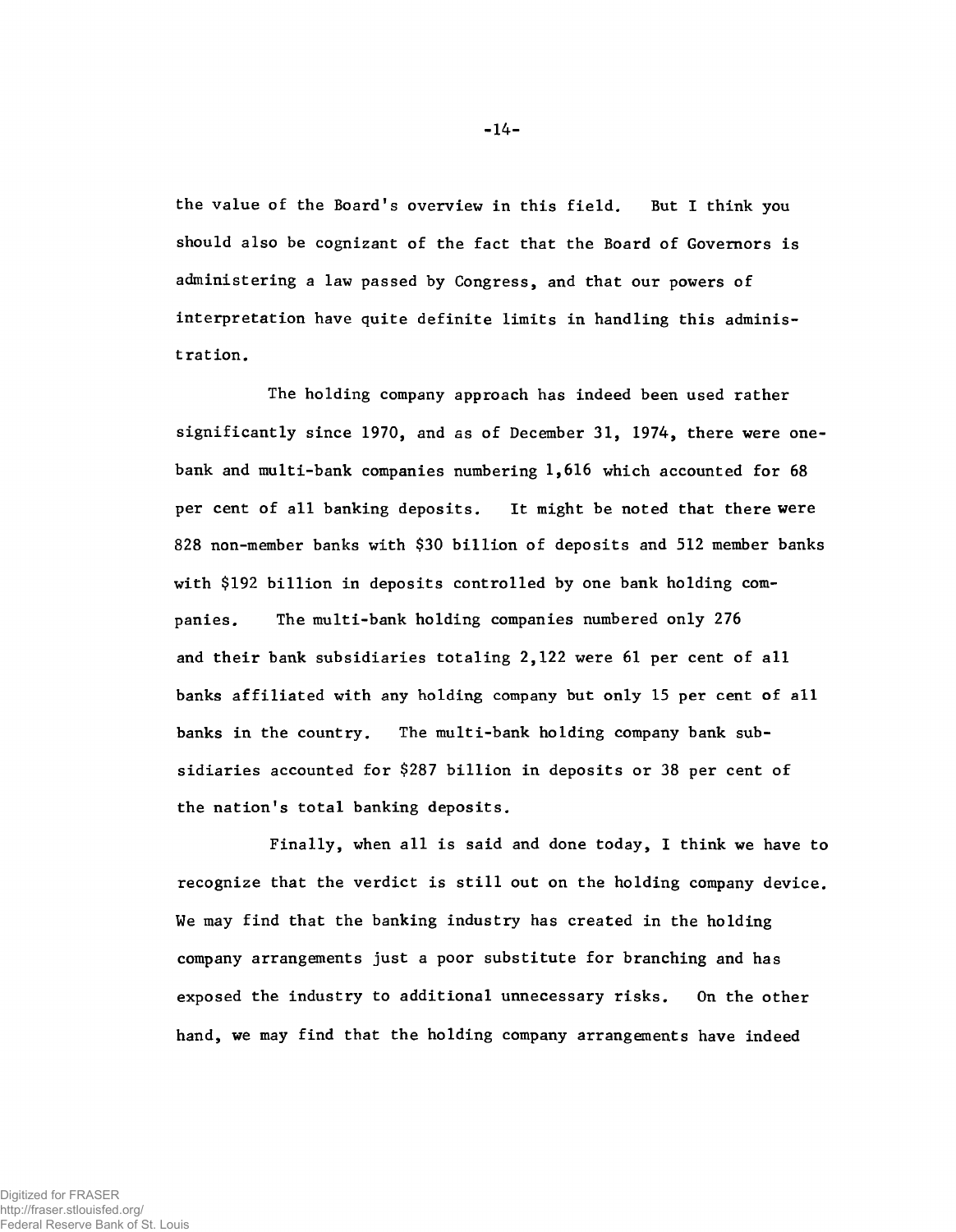the value of the Board's overview in this field. But I think you should also be cognizant of the fact that the Board of Governors is administering a law passed by Congress, and that our powers of interpretation have quite definite limits in handling this administration.

The holding company approach has indeed been used rather significantly since 1970, and as of December 31, 1974, there were one-bank and multi-bank companies numbering 1,616 which accounted for 68 per cent of all banking deposits. It might be noted that there were 828 non-member banks with $30 billion of deposits and 512 member banks with $192 billion in deposits controlled by one bank holding companies. The multi-bank holding companies numbered only 276 and their bank subsidiaries totaling 2,122 were 61 per cent of all banks affiliated with any holding company but only 15 per cent of all banks in the country. The multi-bank holding company bank subsidiaries accounted for $287 billion in deposits or 38 per cent of the nation's total banking deposits.

Finally, when all is said and done today, I think we have to recognize that the verdict is still out on the holding company device. We may find that the banking industry has created in the holding company arrangements just a poor substitute for branching and has exposed the industry to additional unnecessary risks. On the other hand, we may find that the holding company arrangements have indeed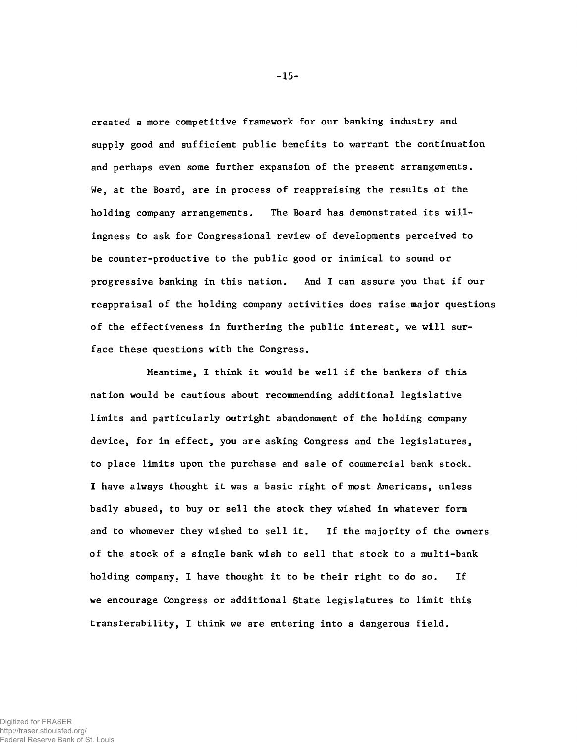created a more competitive framework for our banking industry and supply good and sufficient public benefits to warrant the continuation and perhaps even some further expansion of the present arrangements. We, at the Board, are in process of reappraising the results of the holding company arrangements. The Board has demonstrated its willingness to ask for Congressional review of developments perceived to be counter-productive to the public good or inimical to sound or progressive banking in this nation. And I can assure you that if our reappraisal of the holding company activities does raise major questions of the effectiveness in furthering the public interest, we will surface these questions with the Congress.

Meantime, I think it would be well if the bankers of this nation would be cautious about recommending additional legislative limits and particularly outright abandonment of the holding company device, for in effect, you are asking Congress and the legislatures, to place limits upon the purchase and sale of commercial bank stock. I have always thought it was a basic right of most Americans, unless badly abused, to buy or sell the stock they wished in whatever form and to whomever they wished to sell it. If the majority of the owners of the stock of a single bank wish to sell that stock to a multi-bank holding company, I have thought it to be their right to do so. If we encourage Congress or additional State legislatures to limit this transferability, I think we are entering into a dangerous field.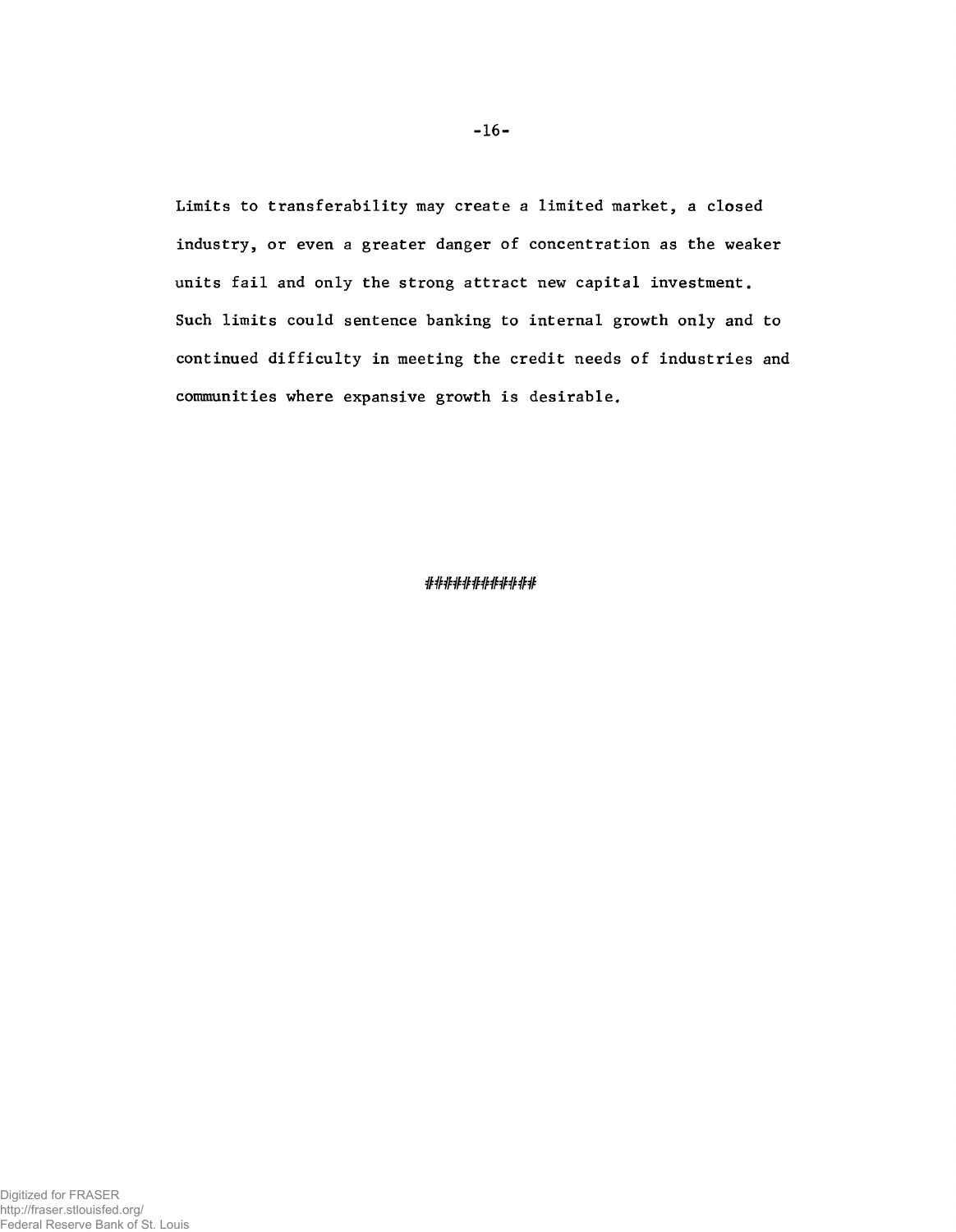Limits to transferability may create a limited market, a closed industry, or even a greater danger of concentration as the weaker units fail and only the strong attract new capital investment. Such limits could sentence banking to internal growth only and to continued difficulty in meeting the credit needs of industries and communities where expansive growth is desirable.

############